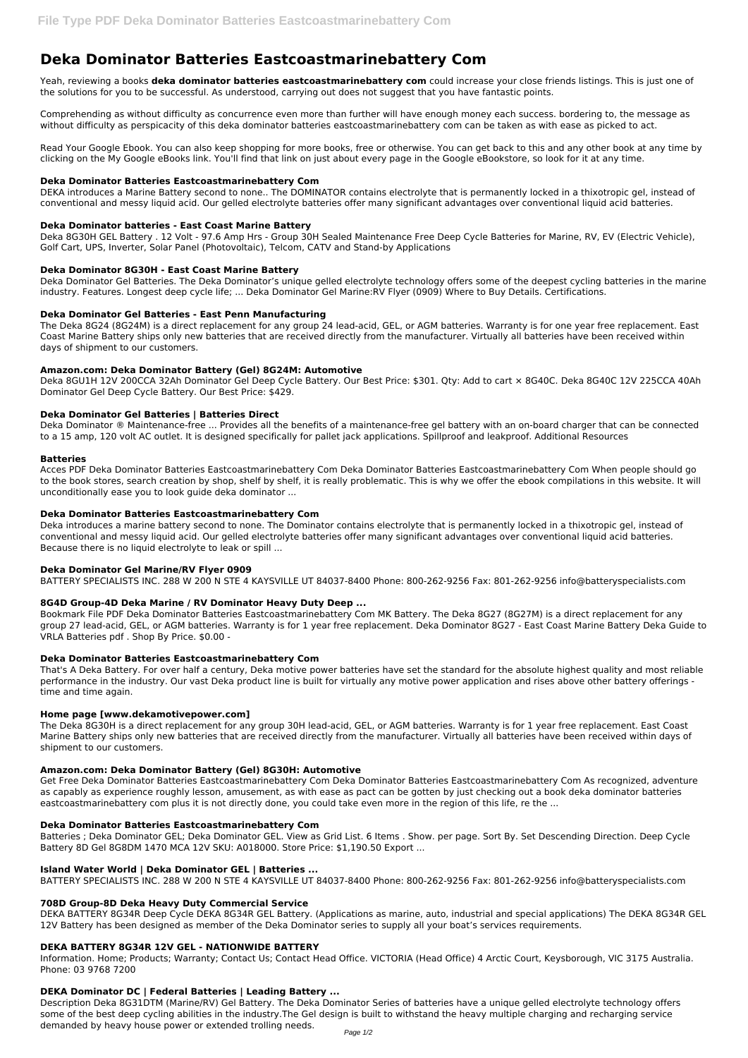# Deka Dominator Batteries Eastcoastmarinebattery Com

Yeah, reviewing a books **deka dominator batteries eastcoastmarinebattery com** could increase your close friends listings. This is just one of the solutions for you to be successful. As understood, carrying out does not suggest that you have fantastic points.

Comprehending as without difficulty as concurrence even more than further will have enough money each success. bordering to, the message as without difficulty as perspicacity of this deka dominator batteries eastcoastmarinebattery com can be taken as with ease as picked to act.

Read Your Google Ebook. You can also keep shopping for more books, free or otherwise. You can get back to this and any other book at any time by clicking on the My Google eBooks link. You'll find that link on just about every page in the Google eBookstore, so look for it at any time.

### Deka Dominator Batteries Eastcoastmarinebattery Com

DEKA introduces a Marine Battery second to none.. The DOMINATOR contains electrolyte that is permanently locked in a thixotropic gel, instead of conventional and messy liquid acid. Our gelled electrolyte batteries offer many significant advantages over conventional liquid acid batteries.

### Deka Dominator batteries - East Coast Marine Battery

Deka 8G30H GEL Battery . 12 Volt - 97.6 Amp Hrs - Group 30H Sealed Maintenance Free Deep Cycle Batteries for Marine, RV, EV (Electric Vehicle), Golf Cart, UPS, Inverter, Solar Panel (Photovoltaic), Telcom, CATV and Stand-by Applications

### Deka Dominator 8G30H - East Coast Marine Battery

Deka Dominator Gel Batteries. The Deka Dominator's unique gelled electrolyte technology offers some of the deepest cycling batteries in the marine industry. Features. Longest deep cycle life; ... Deka Dominator Gel Marine:RV Flyer (0909) Where to Buy Details. Certifications.

### Deka Dominator Gel Batteries - East Penn Manufacturing

The Deka 8G24 (8G24M) is a direct replacement for any group 24 lead-acid, GEL, or AGM batteries. Warranty is for one year free replacement. East Coast Marine Battery ships only new batteries that are received directly from the manufacturer. Virtually all batteries have been received within days of shipment to our customers.

### Amazon.com: Deka Dominator Battery (Gel) 8G24M: Automotive

Deka 8GU1H 12V 200CCA 32Ah Dominator Gel Deep Cycle Battery. Our Best Price: $301. Qty: Add to cart × 8G40C. Deka 8G40C 12V 225CCA 40Ah Dominator Gel Deep Cycle Battery. Our Best Price: $429.

### Deka Dominator Gel Batteries | Batteries Direct

Deka Dominator ® Maintenance-free ... Provides all the benefits of a maintenance-free gel battery with an on-board charger that can be connected to a 15 amp, 120 volt AC outlet. It is designed specifically for pallet jack applications. Spillproof and leakproof. Additional Resources

### Batteries

Acces PDF Deka Dominator Batteries Eastcoastmarinebattery Com Deka Dominator Batteries Eastcoastmarinebattery Com When people should go to the book stores, search creation by shop, shelf by shelf, it is really problematic. This is why we offer the ebook compilations in this website. It will unconditionally ease you to look guide deka dominator ...

### Deka Dominator Batteries Eastcoastmarinebattery Com

Deka introduces a marine battery second to none. The Dominator contains electrolyte that is permanently locked in a thixotropic gel, instead of conventional and messy liquid acid. Our gelled electrolyte batteries offer many significant advantages over conventional liquid acid batteries. Because there is no liquid electrolyte to leak or spill ...

### Deka Dominator Gel Marine/RV Flyer 0909

BATTERY SPECIALISTS INC. 288 W 200 N STE 4 KAYSVILLE UT 84037-8400 Phone: 800-262-9256 Fax: 801-262-9256 info@batteryspecialists.com

### 8G4D Group-4D Deka Marine / RV Dominator Heavy Duty Deep ...

Bookmark File PDF Deka Dominator Batteries Eastcoastmarinebattery Com MK Battery. The Deka 8G27 (8G27M) is a direct replacement for any group 27 lead-acid, GEL, or AGM batteries. Warranty is for 1 year free replacement. Deka Dominator 8G27 - East Coast Marine Battery Deka Guide to VRLA Batteries pdf . Shop By Price. $0.00 -

### Deka Dominator Batteries Eastcoastmarinebattery Com

That's A Deka Battery. For over half a century, Deka motive power batteries have set the standard for the absolute highest quality and most reliable performance in the industry. Our vast Deka product line is built for virtually any motive power application and rises above other battery offerings - time and time again.

### Home page [www.dekamotivepower.com]

The Deka 8G30H is a direct replacement for any group 30H lead-acid, GEL, or AGM batteries. Warranty is for 1 year free replacement. East Coast Marine Battery ships only new batteries that are received directly from the manufacturer. Virtually all batteries have been received within days of shipment to our customers.

### Amazon.com: Deka Dominator Battery (Gel) 8G30H: Automotive

Get Free Deka Dominator Batteries Eastcoastmarinebattery Com Deka Dominator Batteries Eastcoastmarinebattery Com As recognized, adventure as capably as experience roughly lesson, amusement, as with ease as pact can be gotten by just checking out a book deka dominator batteries eastcoastmarinebattery com plus it is not directly done, you could take even more in the region of this life, re the ...

### Deka Dominator Batteries Eastcoastmarinebattery Com

Batteries ; Deka Dominator GEL; Deka Dominator GEL. View as Grid List. 6 Items . Show. per page. Sort By. Set Descending Direction. Deep Cycle Battery 8D Gel 8G8DM 1470 MCA 12V SKU: A018000. Store Price: $1,190.50 Export ...

### Island Water World | Deka Dominator GEL | Batteries ...

BATTERY SPECIALISTS INC. 288 W 200 N STE 4 KAYSVILLE UT 84037-8400 Phone: 800-262-9256 Fax: 801-262-9256 info@batteryspecialists.com

### 708D Group-8D Deka Heavy Duty Commercial Service

DEKA BATTERY 8G34R Deep Cycle DEKA 8G34R GEL Battery. (Applications as marine, auto, industrial and special applications) The DEKA 8G34R GEL 12V Battery has been designed as member of the Deka Dominator series to supply all your boat's services requirements.

### DEKA BATTERY 8G34R 12V GEL - NATIONWIDE BATTERY

Information. Home; Products; Warranty; Contact Us; Contact Head Office. VICTORIA (Head Office) 4 Arctic Court, Keysborough, VIC 3175 Australia. Phone: 03 9768 7200

### DEKA Dominator DC | Federal Batteries | Leading Battery ...

Description Deka 8G31DTM (Marine/RV) Gel Battery. The Deka Dominator Series of batteries have a unique gelled electrolyte technology offers some of the best deep cycling abilities in the industry.The Gel design is built to withstand the heavy multiple charging and recharging service demanded by heavy house power or extended trolling needs.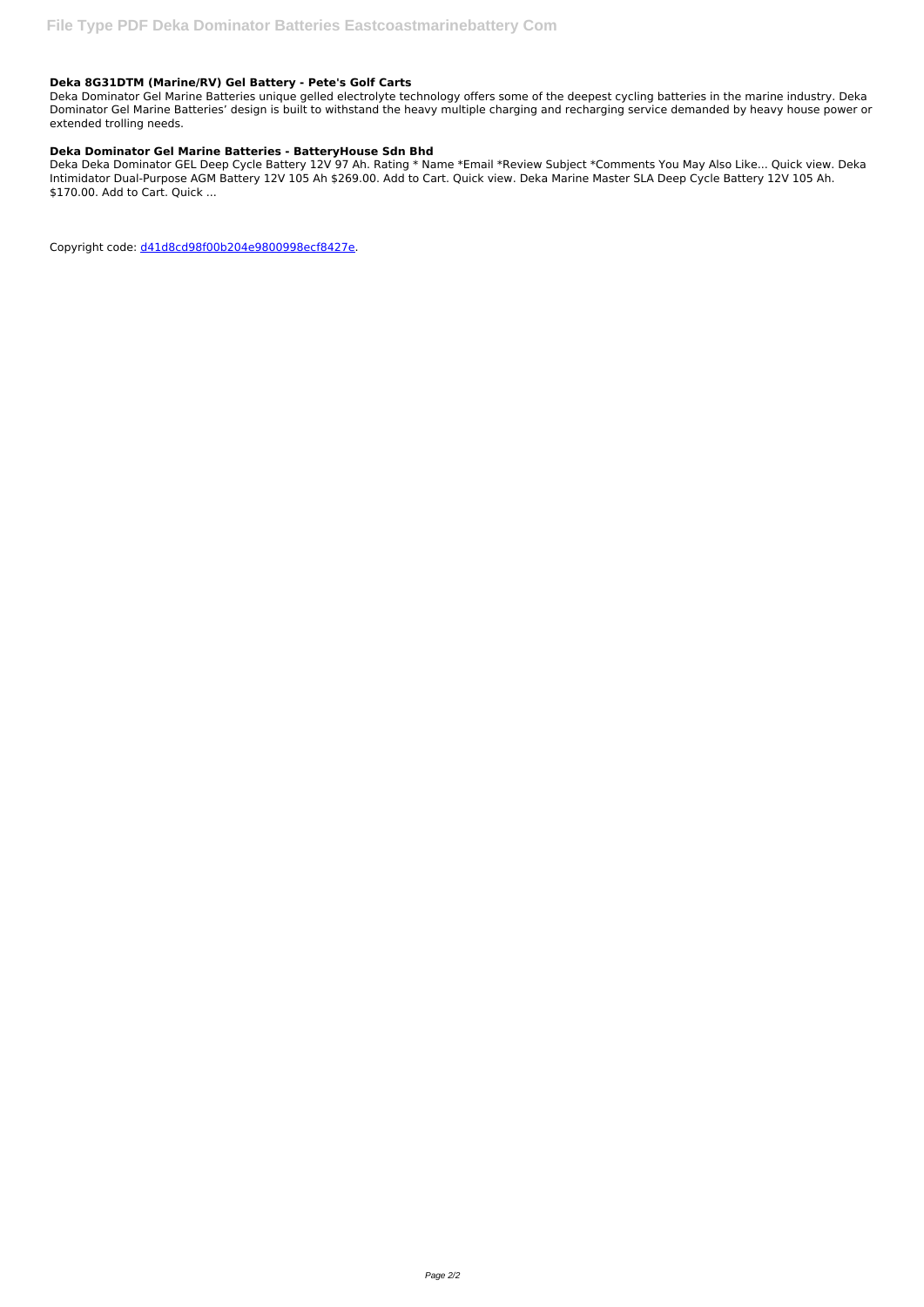### Deka 8G31DTM (Marine/RV) Gel Battery - Pete's Golf Carts

Deka Dominator Gel Marine Batteries unique gelled electrolyte technology offers some of the deepest cycling batteries in the marine industry. Deka Dominator Gel Marine Batteries' design is built to withstand the heavy multiple charging and recharging service demanded by heavy house power or extended trolling needs.

### Deka Dominator Gel Marine Batteries - BatteryHouse Sdn Bhd

Deka Deka Dominator GEL Deep Cycle Battery 12V 97 Ah. Rating * Name *Email *Review Subject *Comments You May Also Like... Quick view. Deka Intimidator Dual-Purpose AGM Battery 12V 105 Ah $269.00. Add to Cart. Quick view. Deka Marine Master SLA Deep Cycle Battery 12V 105 Ah. $170.00. Add to Cart. Quick ...

Copyright code: d41d8cd98f00b204e9800998ecf8427e.